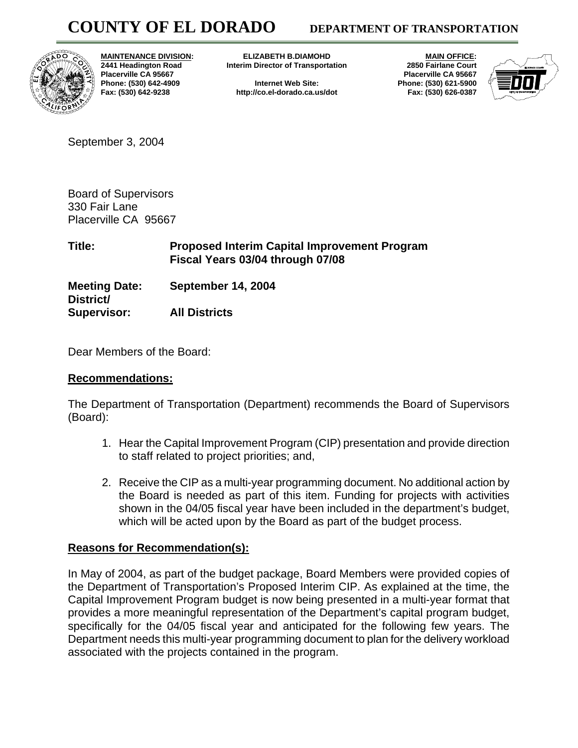# COUNTY OF EL DORADO — DEPARTMENT OF TRANSPORTATION

**MAINTENANCE DIVISION:**
**2441 Headington Road**
**Placerville CA 95667**
**Phone: (530) 642-4909**
**Fax: (530) 642-9238**

**ELIZABETH B.DIAMOHD**
**Interim Director of Transportation**

**Internet Web Site:**
**http://co.el-dorado.ca.us/dot**

**MAIN OFFICE:**
**2850 Fairlane Court**
**Placerville CA 95667**
**Phone: (530) 621-5900**
**Fax: (530) 626-0387**

September 3, 2004

Board of Supervisors
330 Fair Lane
Placerville CA 95667

**Title:** **Proposed Interim Capital Improvement Program Fiscal Years 03/04 through 07/08**

**Meeting Date:** **September 14, 2004**

**District/ Supervisor:** **All Districts**

Dear Members of the Board:

## Recommendations:

The Department of Transportation (Department) recommends the Board of Supervisors (Board):

1. Hear the Capital Improvement Program (CIP) presentation and provide direction to staff related to project priorities; and,

2. Receive the CIP as a multi-year programming document. No additional action by the Board is needed as part of this item. Funding for projects with activities shown in the 04/05 fiscal year have been included in the department's budget, which will be acted upon by the Board as part of the budget process.

## Reasons for Recommendation(s):

In May of 2004, as part of the budget package, Board Members were provided copies of the Department of Transportation's Proposed Interim CIP. As explained at the time, the Capital Improvement Program budget is now being presented in a multi-year format that provides a more meaningful representation of the Department's capital program budget, specifically for the 04/05 fiscal year and anticipated for the following few years. The Department needs this multi-year programming document to plan for the delivery workload associated with the projects contained in the program.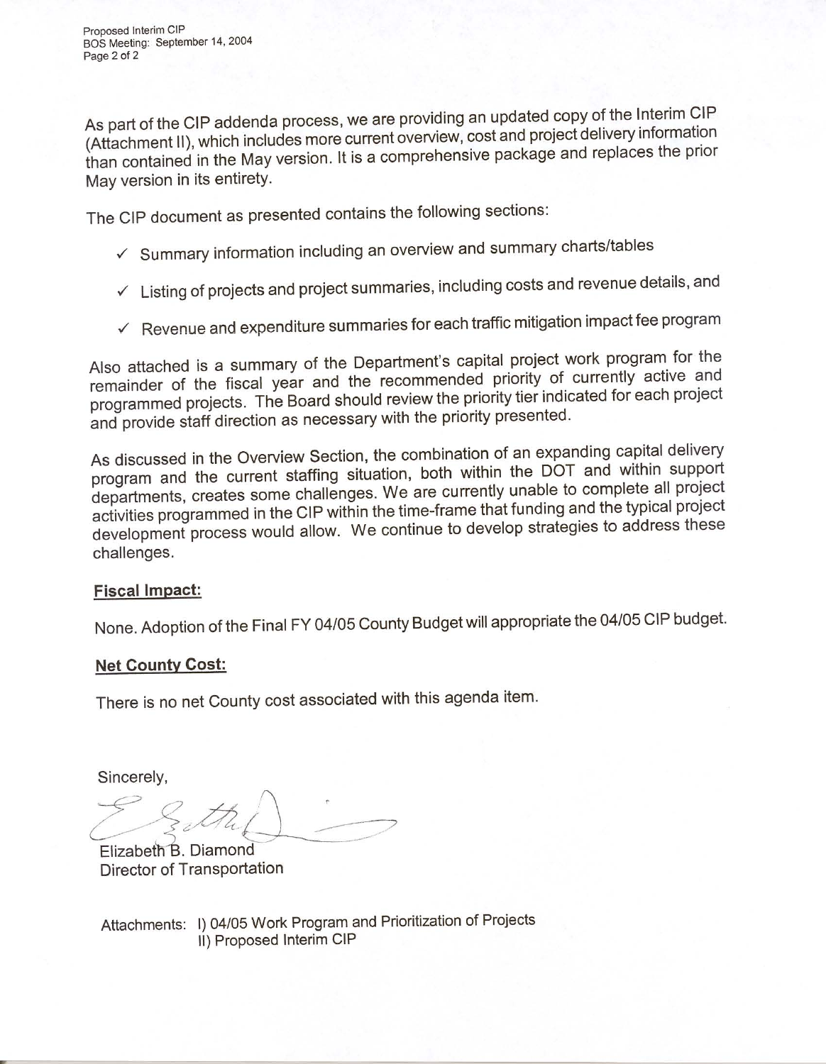As part of the CIP addenda process, we are providing an updated copy of the Interim CIP (Attachment II), which includes more current overview, cost and project delivery information than contained in the May version. It is a comprehensive package and replaces the prior May version in its entirety.

The CIP document as presented contains the following sections:

- ✓ Summary information including an overview and summary charts/tables
- ✓ Listing of projects and project summaries, including costs and revenue details, and
- ✓ Revenue and expenditure summaries for each traffic mitigation impact fee program

Also attached is a summary of the Department's capital project work program for the remainder of the fiscal year and the recommended priority of currently active and programmed projects. The Board should review the priority tier indicated for each project and provide staff direction as necessary with the priority presented.

As discussed in the Overview Section, the combination of an expanding capital delivery program and the current staffing situation, both within the DOT and within support departments, creates some challenges. We are currently unable to complete all project activities programmed in the CIP within the time-frame that funding and the typical project development process would allow. We continue to develop strategies to address these challenges.

**Fiscal Impact:**

None. Adoption of the Final FY 04/05 County Budget will appropriate the 04/05 CIP budget.

**Net County Cost:**

There is no net County cost associated with this agenda item.

Sincerely,

Elizabeth B. Diamond
Director of Transportation

Attachments: I) 04/05 Work Program and Prioritization of Projects
II) Proposed Interim CIP